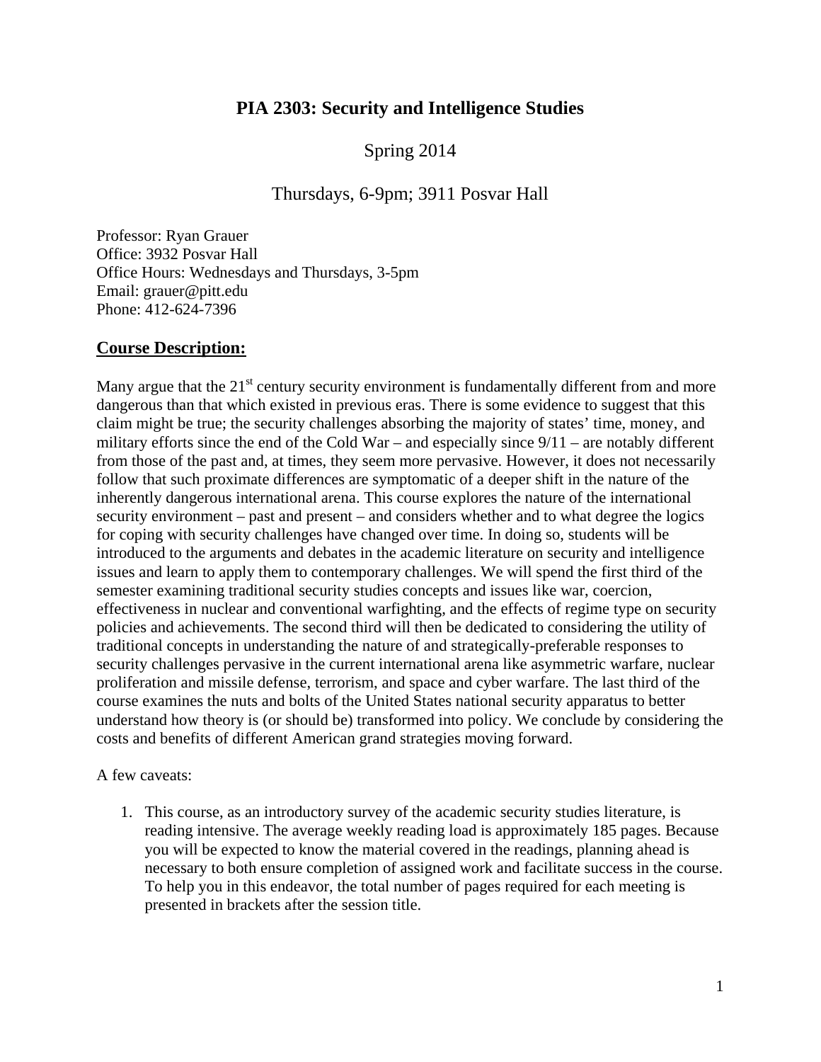# PIA 2303: Security and Intelligence Studies

Spring 2014

Thursdays, 6-9pm; 3911 Posvar Hall

Professor: Ryan Grauer
Office: 3932 Posvar Hall
Office Hours: Wednesdays and Thursdays, 3-5pm
Email: grauer@pitt.edu
Phone: 412-624-7396

## Course Description:

Many argue that the 21st century security environment is fundamentally different from and more dangerous than that which existed in previous eras. There is some evidence to suggest that this claim might be true; the security challenges absorbing the majority of states' time, money, and military efforts since the end of the Cold War – and especially since 9/11 – are notably different from those of the past and, at times, they seem more pervasive. However, it does not necessarily follow that such proximate differences are symptomatic of a deeper shift in the nature of the inherently dangerous international arena. This course explores the nature of the international security environment – past and present – and considers whether and to what degree the logics for coping with security challenges have changed over time. In doing so, students will be introduced to the arguments and debates in the academic literature on security and intelligence issues and learn to apply them to contemporary challenges. We will spend the first third of the semester examining traditional security studies concepts and issues like war, coercion, effectiveness in nuclear and conventional warfighting, and the effects of regime type on security policies and achievements. The second third will then be dedicated to considering the utility of traditional concepts in understanding the nature of and strategically-preferable responses to security challenges pervasive in the current international arena like asymmetric warfare, nuclear proliferation and missile defense, terrorism, and space and cyber warfare. The last third of the course examines the nuts and bolts of the United States national security apparatus to better understand how theory is (or should be) transformed into policy. We conclude by considering the costs and benefits of different American grand strategies moving forward.

A few caveats:

1. This course, as an introductory survey of the academic security studies literature, is reading intensive. The average weekly reading load is approximately 185 pages. Because you will be expected to know the material covered in the readings, planning ahead is necessary to both ensure completion of assigned work and facilitate success in the course. To help you in this endeavor, the total number of pages required for each meeting is presented in brackets after the session title.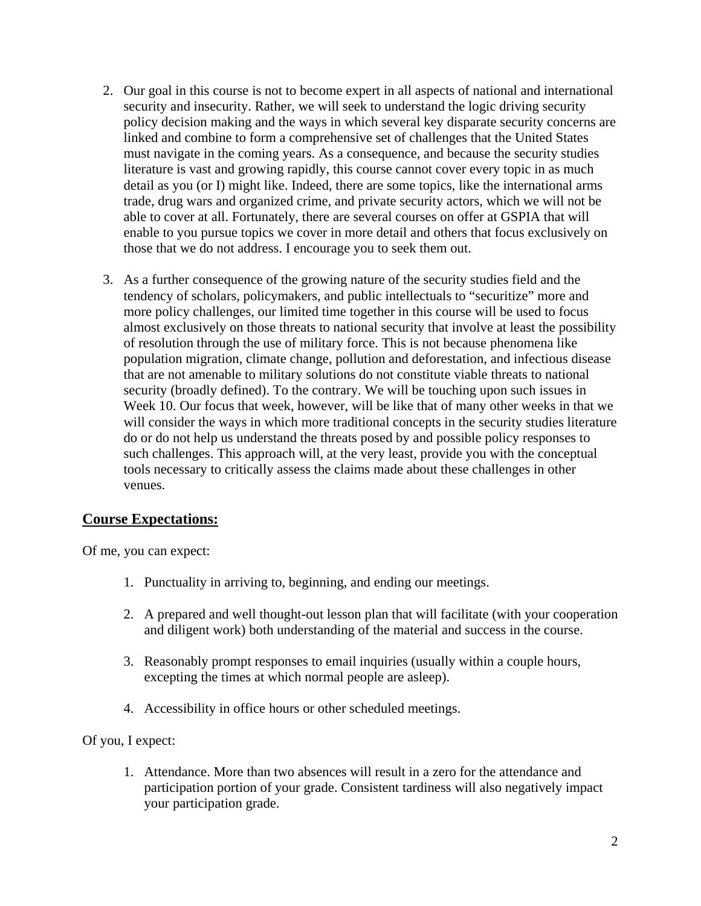2. Our goal in this course is not to become expert in all aspects of national and international security and insecurity. Rather, we will seek to understand the logic driving security policy decision making and the ways in which several key disparate security concerns are linked and combine to form a comprehensive set of challenges that the United States must navigate in the coming years. As a consequence, and because the security studies literature is vast and growing rapidly, this course cannot cover every topic in as much detail as you (or I) might like. Indeed, there are some topics, like the international arms trade, drug wars and organized crime, and private security actors, which we will not be able to cover at all. Fortunately, there are several courses on offer at GSPIA that will enable to you pursue topics we cover in more detail and others that focus exclusively on those that we do not address. I encourage you to seek them out.

3. As a further consequence of the growing nature of the security studies field and the tendency of scholars, policymakers, and public intellectuals to "securitize" more and more policy challenges, our limited time together in this course will be used to focus almost exclusively on those threats to national security that involve at least the possibility of resolution through the use of military force. This is not because phenomena like population migration, climate change, pollution and deforestation, and infectious disease that are not amenable to military solutions do not constitute viable threats to national security (broadly defined). To the contrary. We will be touching upon such issues in Week 10. Our focus that week, however, will be like that of many other weeks in that we will consider the ways in which more traditional concepts in the security studies literature do or do not help us understand the threats posed by and possible policy responses to such challenges. This approach will, at the very least, provide you with the conceptual tools necessary to critically assess the claims made about these challenges in other venues.

## Course Expectations:

Of me, you can expect:

1. Punctuality in arriving to, beginning, and ending our meetings.

2. A prepared and well thought-out lesson plan that will facilitate (with your cooperation and diligent work) both understanding of the material and success in the course.

3. Reasonably prompt responses to email inquiries (usually within a couple hours, excepting the times at which normal people are asleep).

4. Accessibility in office hours or other scheduled meetings.

Of you, I expect:

1. Attendance. More than two absences will result in a zero for the attendance and participation portion of your grade. Consistent tardiness will also negatively impact your participation grade.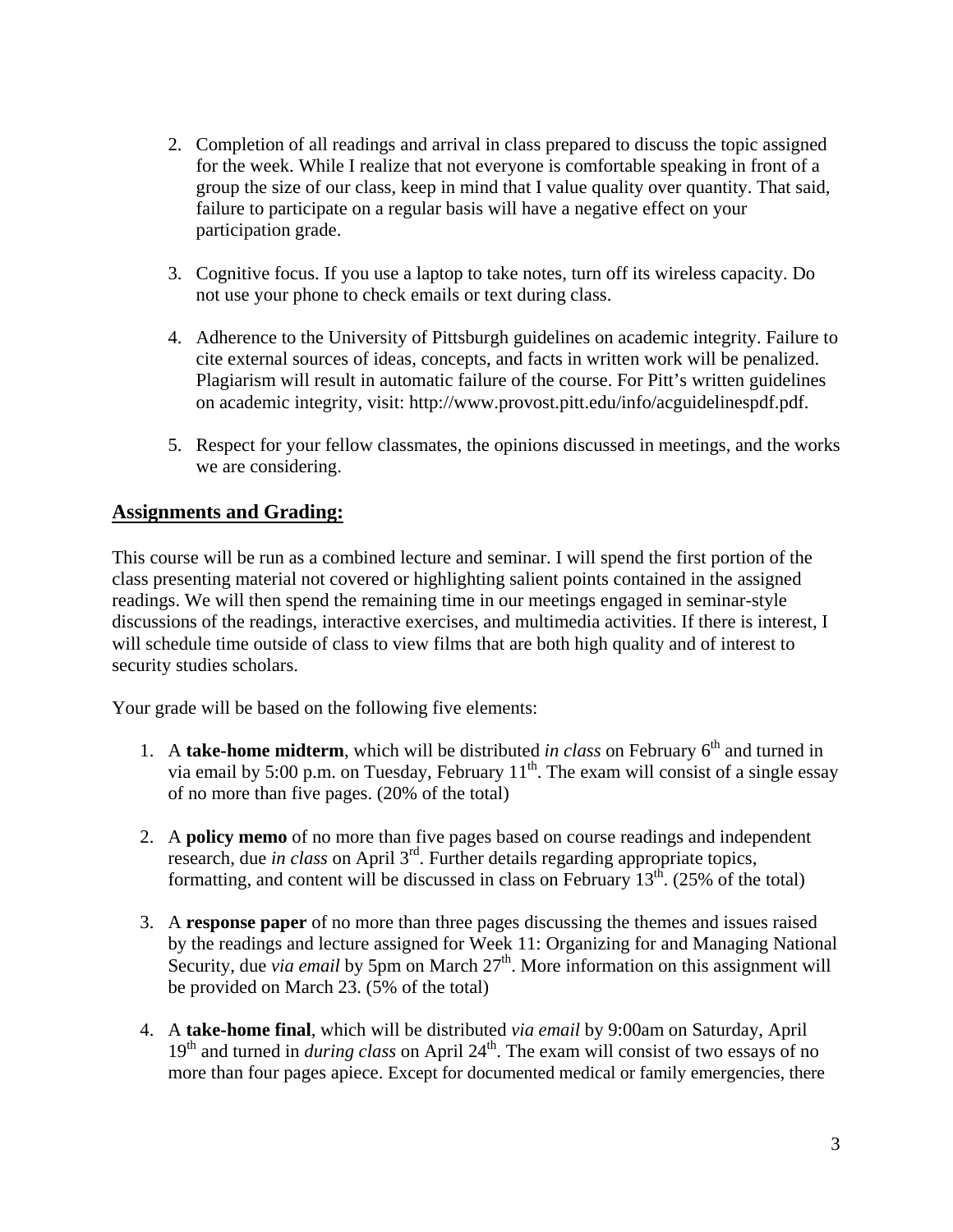2. Completion of all readings and arrival in class prepared to discuss the topic assigned for the week. While I realize that not everyone is comfortable speaking in front of a group the size of our class, keep in mind that I value quality over quantity. That said, failure to participate on a regular basis will have a negative effect on your participation grade.

3. Cognitive focus. If you use a laptop to take notes, turn off its wireless capacity. Do not use your phone to check emails or text during class.

4. Adherence to the University of Pittsburgh guidelines on academic integrity. Failure to cite external sources of ideas, concepts, and facts in written work will be penalized. Plagiarism will result in automatic failure of the course. For Pitt's written guidelines on academic integrity, visit: http://www.provost.pitt.edu/info/acguidelinespdf.pdf.

5. Respect for your fellow classmates, the opinions discussed in meetings, and the works we are considering.

## Assignments and Grading:

This course will be run as a combined lecture and seminar. I will spend the first portion of the class presenting material not covered or highlighting salient points contained in the assigned readings. We will then spend the remaining time in our meetings engaged in seminar-style discussions of the readings, interactive exercises, and multimedia activities. If there is interest, I will schedule time outside of class to view films that are both high quality and of interest to security studies scholars.

Your grade will be based on the following five elements:

1. A **take-home midterm**, which will be distributed *in class* on February 6th and turned in via email by 5:00 p.m. on Tuesday, February 11th. The exam will consist of a single essay of no more than five pages. (20% of the total)

2. A **policy memo** of no more than five pages based on course readings and independent research, due *in class* on April 3rd. Further details regarding appropriate topics, formatting, and content will be discussed in class on February 13th. (25% of the total)

3. A **response paper** of no more than three pages discussing the themes and issues raised by the readings and lecture assigned for Week 11: Organizing for and Managing National Security, due *via email* by 5pm on March 27th. More information on this assignment will be provided on March 23. (5% of the total)

4. A **take-home final**, which will be distributed *via email* by 9:00am on Saturday, April 19th and turned in *during class* on April 24th. The exam will consist of two essays of no more than four pages apiece. Except for documented medical or family emergencies, there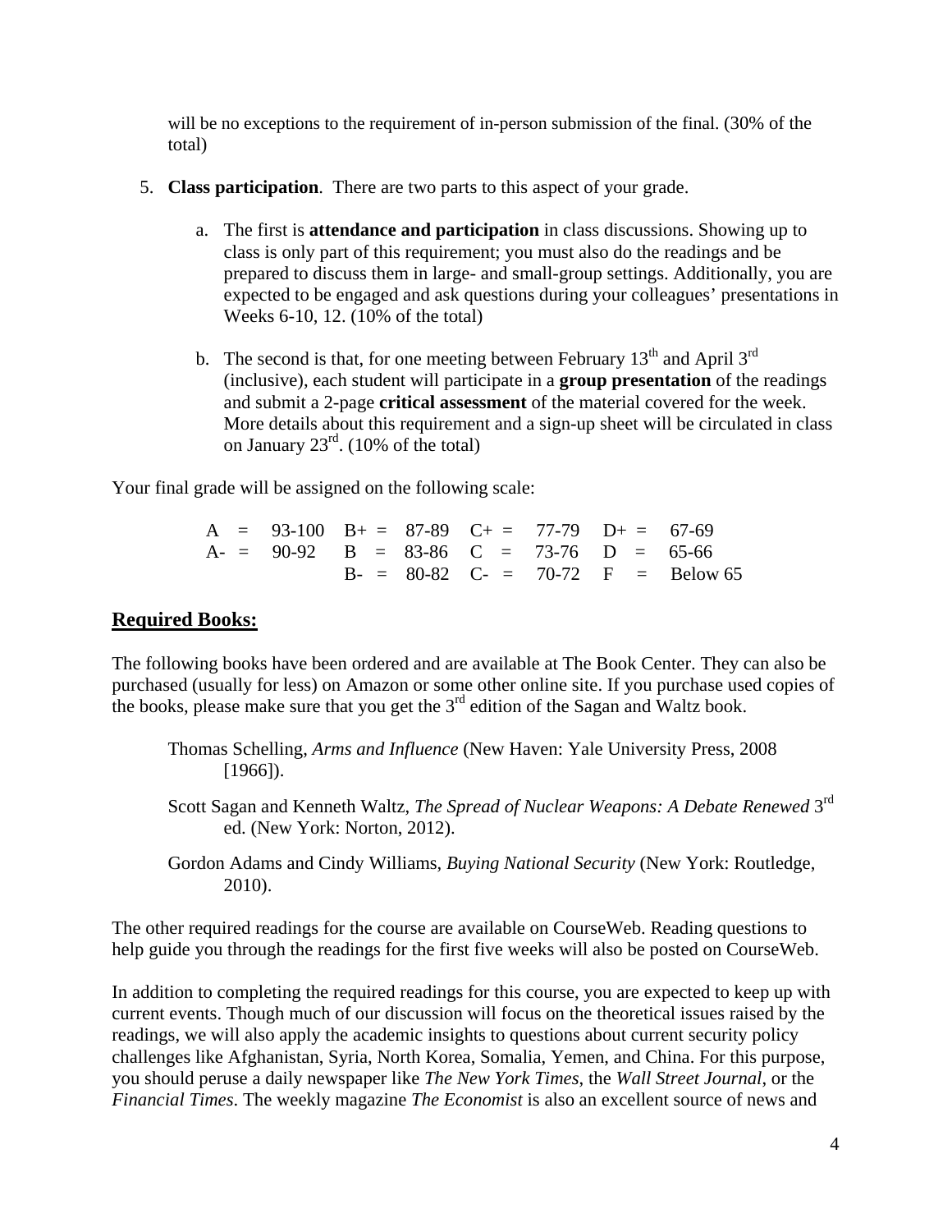will be no exceptions to the requirement of in-person submission of the final. (30% of the total)

5. **Class participation**. There are two parts to this aspect of your grade.

   a. The first is **attendance and participation** in class discussions. Showing up to class is only part of this requirement; you must also do the readings and be prepared to discuss them in large- and small-group settings. Additionally, you are expected to be engaged and ask questions during your colleagues' presentations in Weeks 6-10, 12. (10% of the total)

   b. The second is that, for one meeting between February 13th and April 3rd (inclusive), each student will participate in a **group presentation** of the readings and submit a 2-page **critical assessment** of the material covered for the week. More details about this requirement and a sign-up sheet will be circulated in class on January 23rd. (10% of the total)

Your final grade will be assigned on the following scale:

| | | | |
|---|---|---|---|
| A = 93-100 | B+ = 87-89 | C+ = 77-79 | D+ = 67-69 |
| A- = 90-92 | B = 83-86 | C = 73-76 | D = 65-66 |
| | B- = 80-82 | C- = 70-72 | F = Below 65 |

## Required Books:

The following books have been ordered and are available at The Book Center. They can also be purchased (usually for less) on Amazon or some other online site. If you purchase used copies of the books, please make sure that you get the 3rd edition of the Sagan and Waltz book.

Thomas Schelling, *Arms and Influence* (New Haven: Yale University Press, 2008 [1966]).

Scott Sagan and Kenneth Waltz, *The Spread of Nuclear Weapons: A Debate Renewed* 3rd ed. (New York: Norton, 2012).

Gordon Adams and Cindy Williams, *Buying National Security* (New York: Routledge, 2010).

The other required readings for the course are available on CourseWeb. Reading questions to help guide you through the readings for the first five weeks will also be posted on CourseWeb.

In addition to completing the required readings for this course, you are expected to keep up with current events. Though much of our discussion will focus on the theoretical issues raised by the readings, we will also apply the academic insights to questions about current security policy challenges like Afghanistan, Syria, North Korea, Somalia, Yemen, and China. For this purpose, you should peruse a daily newspaper like *The New York Times*, the *Wall Street Journal*, or the *Financial Times*. The weekly magazine *The Economist* is also an excellent source of news and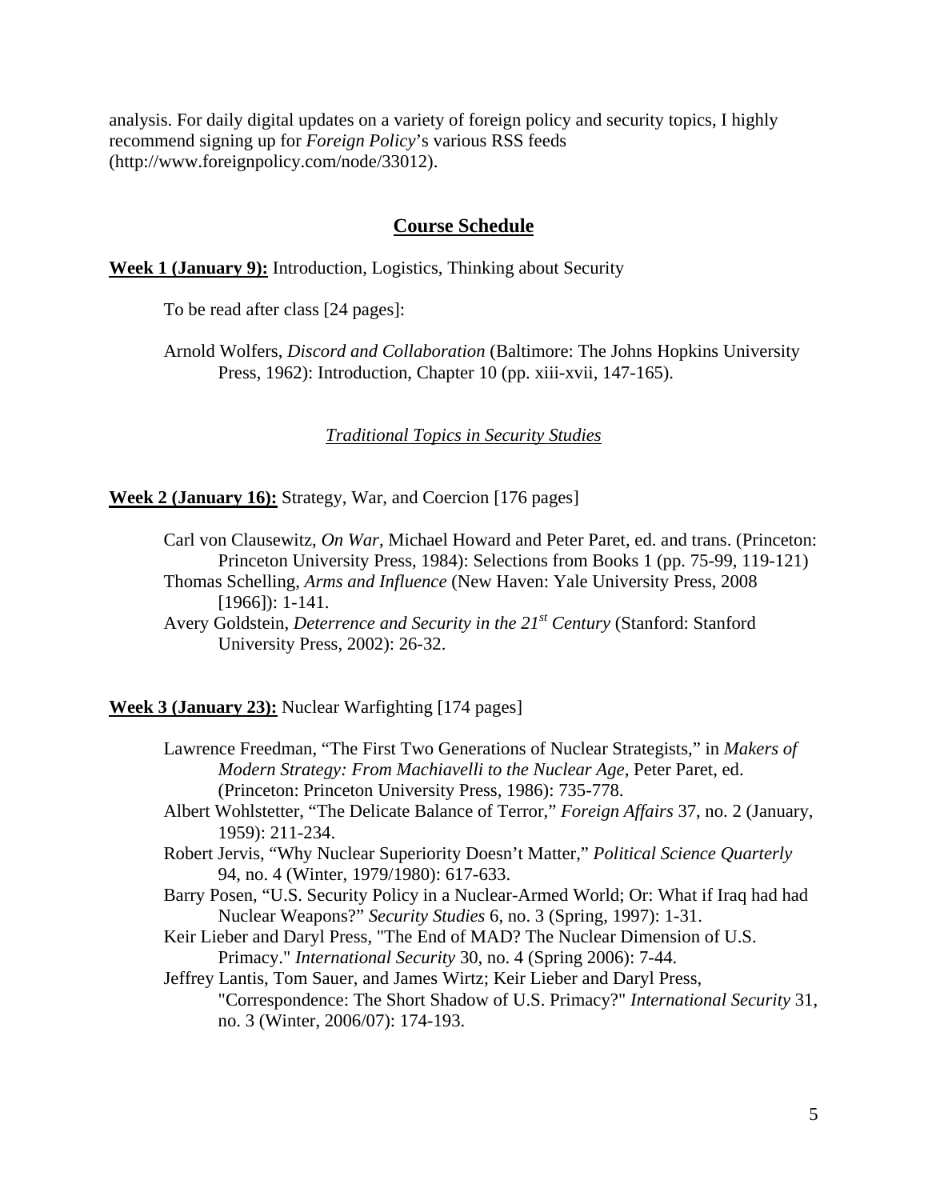analysis. For daily digital updates on a variety of foreign policy and security topics, I highly recommend signing up for *Foreign Policy*'s various RSS feeds (http://www.foreignpolicy.com/node/33012).

## Course Schedule

**Week 1 (January 9):** Introduction, Logistics, Thinking about Security

To be read after class [24 pages]:

Arnold Wolfers, *Discord and Collaboration* (Baltimore: The Johns Hopkins University Press, 1962): Introduction, Chapter 10 (pp. xiii-xvii, 147-165).

### *Traditional Topics in Security Studies*

**Week 2 (January 16):** Strategy, War, and Coercion [176 pages]

Carl von Clausewitz, *On War*, Michael Howard and Peter Paret, ed. and trans. (Princeton: Princeton University Press, 1984): Selections from Books 1 (pp. 75-99, 119-121)

Thomas Schelling, *Arms and Influence* (New Haven: Yale University Press, 2008 [1966]): 1-141.

Avery Goldstein, *Deterrence and Security in the 21st Century* (Stanford: Stanford University Press, 2002): 26-32.

**Week 3 (January 23):** Nuclear Warfighting [174 pages]

Lawrence Freedman, "The First Two Generations of Nuclear Strategists," in *Makers of Modern Strategy: From Machiavelli to the Nuclear Age*, Peter Paret, ed. (Princeton: Princeton University Press, 1986): 735-778.

Albert Wohlstetter, "The Delicate Balance of Terror," *Foreign Affairs* 37, no. 2 (January, 1959): 211-234.

Robert Jervis, "Why Nuclear Superiority Doesn't Matter," *Political Science Quarterly* 94, no. 4 (Winter, 1979/1980): 617-633.

Barry Posen, "U.S. Security Policy in a Nuclear-Armed World; Or: What if Iraq had had Nuclear Weapons?" *Security Studies* 6, no. 3 (Spring, 1997): 1-31.

Keir Lieber and Daryl Press, "The End of MAD? The Nuclear Dimension of U.S. Primacy." *International Security* 30, no. 4 (Spring 2006): 7-44.

Jeffrey Lantis, Tom Sauer, and James Wirtz; Keir Lieber and Daryl Press, "Correspondence: The Short Shadow of U.S. Primacy?" *International Security* 31, no. 3 (Winter, 2006/07): 174-193.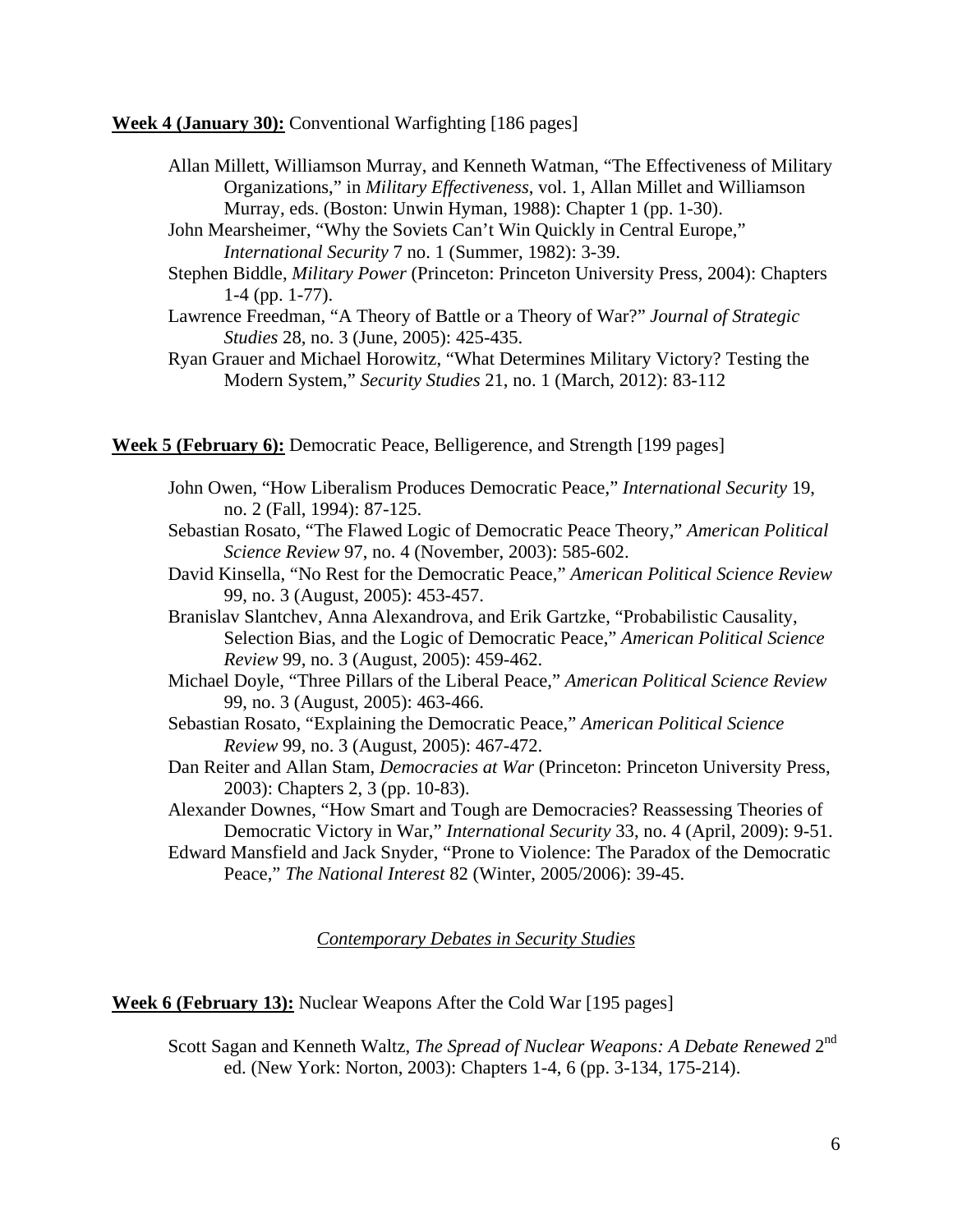**Week 4 (January 30):** Conventional Warfighting [186 pages]

- Allan Millett, Williamson Murray, and Kenneth Watman, "The Effectiveness of Military Organizations," in *Military Effectiveness*, vol. 1, Allan Millet and Williamson Murray, eds. (Boston: Unwin Hyman, 1988): Chapter 1 (pp. 1-30).
- John Mearsheimer, "Why the Soviets Can't Win Quickly in Central Europe," *International Security* 7 no. 1 (Summer, 1982): 3-39.
- Stephen Biddle, *Military Power* (Princeton: Princeton University Press, 2004): Chapters 1-4 (pp. 1-77).
- Lawrence Freedman, "A Theory of Battle or a Theory of War?" *Journal of Strategic Studies* 28, no. 3 (June, 2005): 425-435.
- Ryan Grauer and Michael Horowitz, "What Determines Military Victory? Testing the Modern System," *Security Studies* 21, no. 1 (March, 2012): 83-112

**Week 5 (February 6):** Democratic Peace, Belligerence, and Strength [199 pages]

- John Owen, "How Liberalism Produces Democratic Peace," *International Security* 19, no. 2 (Fall, 1994): 87-125.
- Sebastian Rosato, "The Flawed Logic of Democratic Peace Theory," *American Political Science Review* 97, no. 4 (November, 2003): 585-602.
- David Kinsella, "No Rest for the Democratic Peace," *American Political Science Review* 99, no. 3 (August, 2005): 453-457.
- Branislav Slantchev, Anna Alexandrova, and Erik Gartzke, "Probabilistic Causality, Selection Bias, and the Logic of Democratic Peace," *American Political Science Review* 99, no. 3 (August, 2005): 459-462.
- Michael Doyle, "Three Pillars of the Liberal Peace," *American Political Science Review* 99, no. 3 (August, 2005): 463-466.
- Sebastian Rosato, "Explaining the Democratic Peace," *American Political Science Review* 99, no. 3 (August, 2005): 467-472.
- Dan Reiter and Allan Stam, *Democracies at War* (Princeton: Princeton University Press, 2003): Chapters 2, 3 (pp. 10-83).
- Alexander Downes, "How Smart and Tough are Democracies? Reassessing Theories of Democratic Victory in War," *International Security* 33, no. 4 (April, 2009): 9-51.
- Edward Mansfield and Jack Snyder, "Prone to Violence: The Paradox of the Democratic Peace," *The National Interest* 82 (Winter, 2005/2006): 39-45.

## *Contemporary Debates in Security Studies*

**Week 6 (February 13):** Nuclear Weapons After the Cold War [195 pages]

- Scott Sagan and Kenneth Waltz, *The Spread of Nuclear Weapons: A Debate Renewed* 2nd ed. (New York: Norton, 2003): Chapters 1-4, 6 (pp. 3-134, 175-214).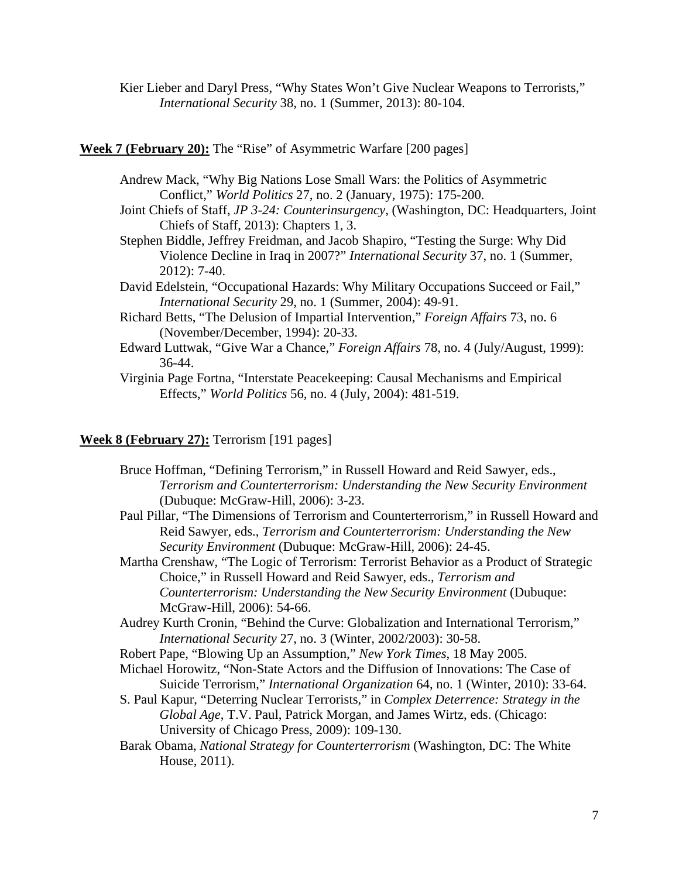Kier Lieber and Daryl Press, "Why States Won't Give Nuclear Weapons to Terrorists," *International Security* 38, no. 1 (Summer, 2013): 80-104.

**<u>Week 7 (February 20):</u>** The "Rise" of Asymmetric Warfare [200 pages]

Andrew Mack, "Why Big Nations Lose Small Wars: the Politics of Asymmetric Conflict," *World Politics* 27, no. 2 (January, 1975): 175-200.

Joint Chiefs of Staff, *JP 3-24: Counterinsurgency*, (Washington, DC: Headquarters, Joint Chiefs of Staff, 2013): Chapters 1, 3.

Stephen Biddle, Jeffrey Freidman, and Jacob Shapiro, "Testing the Surge: Why Did Violence Decline in Iraq in 2007?" *International Security* 37, no. 1 (Summer, 2012): 7-40.

David Edelstein, "Occupational Hazards: Why Military Occupations Succeed or Fail," *International Security* 29, no. 1 (Summer, 2004): 49-91.

Richard Betts, "The Delusion of Impartial Intervention," *Foreign Affairs* 73, no. 6 (November/December, 1994): 20-33.

Edward Luttwak, "Give War a Chance," *Foreign Affairs* 78, no. 4 (July/August, 1999): 36-44.

Virginia Page Fortna, "Interstate Peacekeeping: Causal Mechanisms and Empirical Effects," *World Politics* 56, no. 4 (July, 2004): 481-519.

**<u>Week 8 (February 27):</u>** Terrorism [191 pages]

Bruce Hoffman, "Defining Terrorism," in Russell Howard and Reid Sawyer, eds., *Terrorism and Counterterrorism: Understanding the New Security Environment* (Dubuque: McGraw-Hill, 2006): 3-23.

Paul Pillar, "The Dimensions of Terrorism and Counterterrorism," in Russell Howard and Reid Sawyer, eds., *Terrorism and Counterterrorism: Understanding the New Security Environment* (Dubuque: McGraw-Hill, 2006): 24-45.

Martha Crenshaw, "The Logic of Terrorism: Terrorist Behavior as a Product of Strategic Choice," in Russell Howard and Reid Sawyer, eds., *Terrorism and Counterterrorism: Understanding the New Security Environment* (Dubuque: McGraw-Hill, 2006): 54-66.

Audrey Kurth Cronin, "Behind the Curve: Globalization and International Terrorism," *International Security* 27, no. 3 (Winter, 2002/2003): 30-58.

Robert Pape, "Blowing Up an Assumption," *New York Times*, 18 May 2005.

Michael Horowitz, "Non-State Actors and the Diffusion of Innovations: The Case of Suicide Terrorism," *International Organization* 64, no. 1 (Winter, 2010): 33-64.

S. Paul Kapur, "Deterring Nuclear Terrorists," in *Complex Deterrence: Strategy in the Global Age*, T.V. Paul, Patrick Morgan, and James Wirtz, eds. (Chicago: University of Chicago Press, 2009): 109-130.

Barak Obama, *National Strategy for Counterterrorism* (Washington, DC: The White House, 2011).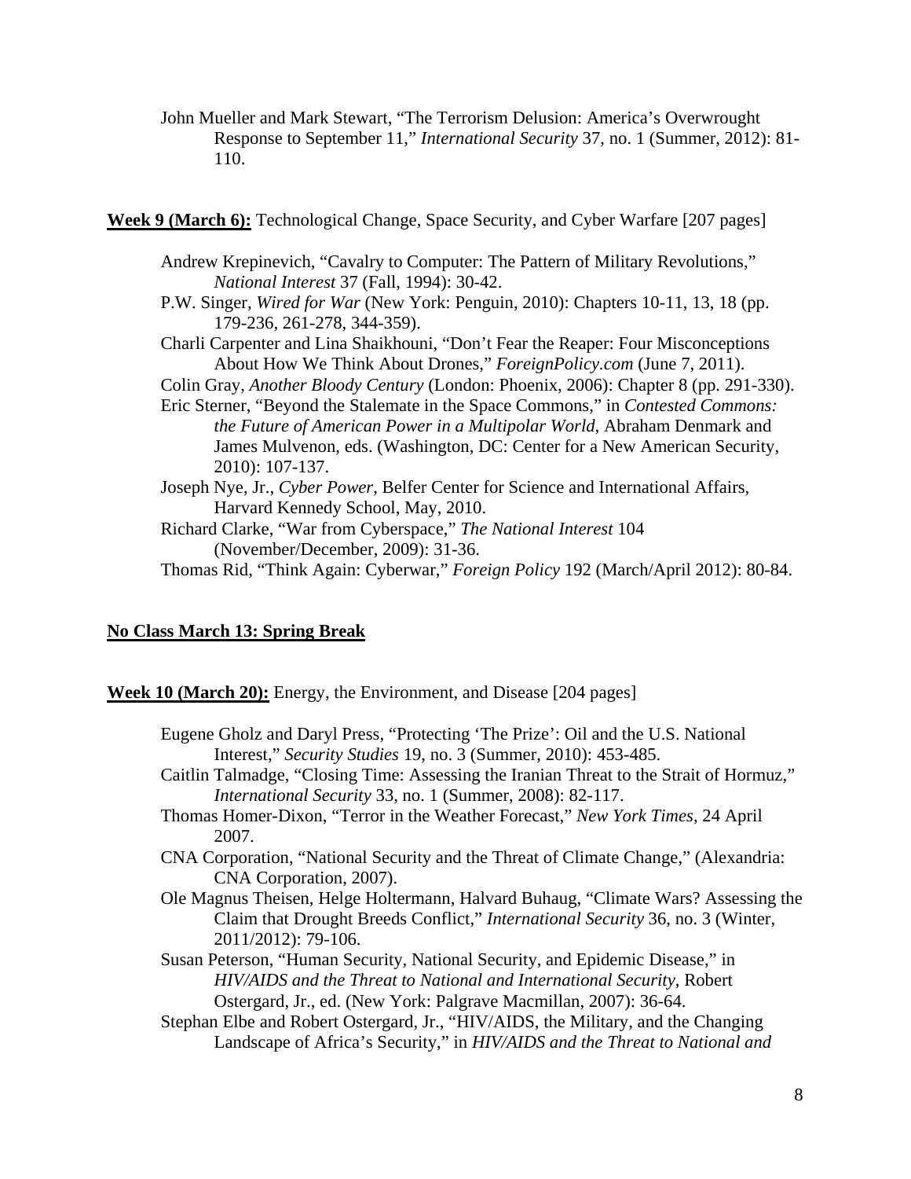John Mueller and Mark Stewart, "The Terrorism Delusion: America's Overwrought Response to September 11," *International Security* 37, no. 1 (Summer, 2012): 81-110.

**<u>Week 9 (March 6):</u>** Technological Change, Space Security, and Cyber Warfare [207 pages]

Andrew Krepinevich, "Cavalry to Computer: The Pattern of Military Revolutions," *National Interest* 37 (Fall, 1994): 30-42.

P.W. Singer, *Wired for War* (New York: Penguin, 2010): Chapters 10-11, 13, 18 (pp. 179-236, 261-278, 344-359).

Charli Carpenter and Lina Shaikhouni, "Don't Fear the Reaper: Four Misconceptions About How We Think About Drones," *ForeignPolicy.com* (June 7, 2011).

Colin Gray, *Another Bloody Century* (London: Phoenix, 2006): Chapter 8 (pp. 291-330).

Eric Sterner, "Beyond the Stalemate in the Space Commons," in *Contested Commons: the Future of American Power in a Multipolar World*, Abraham Denmark and James Mulvenon, eds. (Washington, DC: Center for a New American Security, 2010): 107-137.

Joseph Nye, Jr., *Cyber Power*, Belfer Center for Science and International Affairs, Harvard Kennedy School, May, 2010.

Richard Clarke, "War from Cyberspace," *The National Interest* 104 (November/December, 2009): 31-36.

Thomas Rid, "Think Again: Cyberwar," *Foreign Policy* 192 (March/April 2012): 80-84.

**<u>No Class March 13: Spring Break</u>**

**<u>Week 10 (March 20):</u>** Energy, the Environment, and Disease [204 pages]

Eugene Gholz and Daryl Press, "Protecting 'The Prize': Oil and the U.S. National Interest," *Security Studies* 19, no. 3 (Summer, 2010): 453-485.

Caitlin Talmadge, "Closing Time: Assessing the Iranian Threat to the Strait of Hormuz," *International Security* 33, no. 1 (Summer, 2008): 82-117.

Thomas Homer-Dixon, "Terror in the Weather Forecast," *New York Times*, 24 April 2007.

CNA Corporation, "National Security and the Threat of Climate Change," (Alexandria: CNA Corporation, 2007).

Ole Magnus Theisen, Helge Holtermann, Halvard Buhaug, "Climate Wars? Assessing the Claim that Drought Breeds Conflict," *International Security* 36, no. 3 (Winter, 2011/2012): 79-106.

Susan Peterson, "Human Security, National Security, and Epidemic Disease," in *HIV/AIDS and the Threat to National and International Security*, Robert Ostergard, Jr., ed. (New York: Palgrave Macmillan, 2007): 36-64.

Stephan Elbe and Robert Ostergard, Jr., "HIV/AIDS, the Military, and the Changing Landscape of Africa's Security," in *HIV/AIDS and the Threat to National and*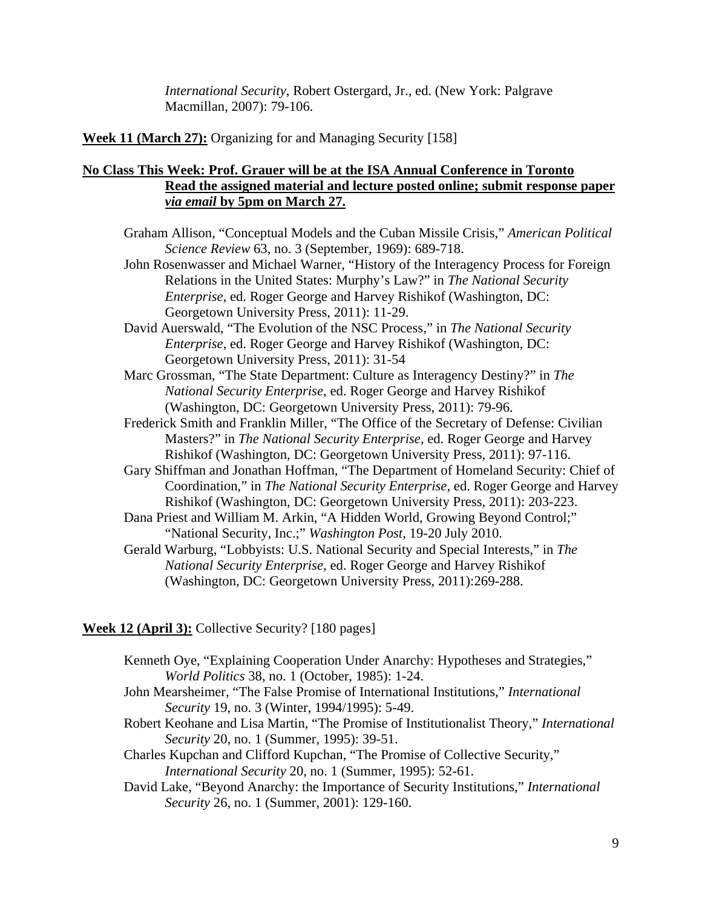*International Security*, Robert Ostergard, Jr., ed. (New York: Palgrave Macmillan, 2007): 79-106.

**Week 11 (March 27):** Organizing for and Managing Security [158]

**No Class This Week: Prof. Grauer will be at the ISA Annual Conference in Toronto Read the assigned material and lecture posted online; submit response paper *via email* by 5pm on March 27.**

Graham Allison, "Conceptual Models and the Cuban Missile Crisis," *American Political Science Review* 63, no. 3 (September, 1969): 689-718.

John Rosenwasser and Michael Warner, "History of the Interagency Process for Foreign Relations in the United States: Murphy's Law?" in *The National Security Enterprise*, ed. Roger George and Harvey Rishikof (Washington, DC: Georgetown University Press, 2011): 11-29.

David Auerswald, "The Evolution of the NSC Process," in *The National Security Enterprise*, ed. Roger George and Harvey Rishikof (Washington, DC: Georgetown University Press, 2011): 31-54

Marc Grossman, "The State Department: Culture as Interagency Destiny?" in *The National Security Enterprise*, ed. Roger George and Harvey Rishikof (Washington, DC: Georgetown University Press, 2011): 79-96.

Frederick Smith and Franklin Miller, "The Office of the Secretary of Defense: Civilian Masters?" in *The National Security Enterprise*, ed. Roger George and Harvey Rishikof (Washington, DC: Georgetown University Press, 2011): 97-116.

Gary Shiffman and Jonathan Hoffman, "The Department of Homeland Security: Chief of Coordination," in *The National Security Enterprise*, ed. Roger George and Harvey Rishikof (Washington, DC: Georgetown University Press, 2011): 203-223.

Dana Priest and William M. Arkin, "A Hidden World, Growing Beyond Control;" "National Security, Inc.;" *Washington Post*, 19-20 July 2010.

Gerald Warburg, "Lobbyists: U.S. National Security and Special Interests," in *The National Security Enterprise*, ed. Roger George and Harvey Rishikof (Washington, DC: Georgetown University Press, 2011):269-288.

**Week 12 (April 3):** Collective Security? [180 pages]

Kenneth Oye, "Explaining Cooperation Under Anarchy: Hypotheses and Strategies," *World Politics* 38, no. 1 (October, 1985): 1-24.

John Mearsheimer, "The False Promise of International Institutions," *International Security* 19, no. 3 (Winter, 1994/1995): 5-49.

Robert Keohane and Lisa Martin, "The Promise of Institutionalist Theory," *International Security* 20, no. 1 (Summer, 1995): 39-51.

Charles Kupchan and Clifford Kupchan, "The Promise of Collective Security," *International Security* 20, no. 1 (Summer, 1995): 52-61.

David Lake, "Beyond Anarchy: the Importance of Security Institutions," *International Security* 26, no. 1 (Summer, 2001): 129-160.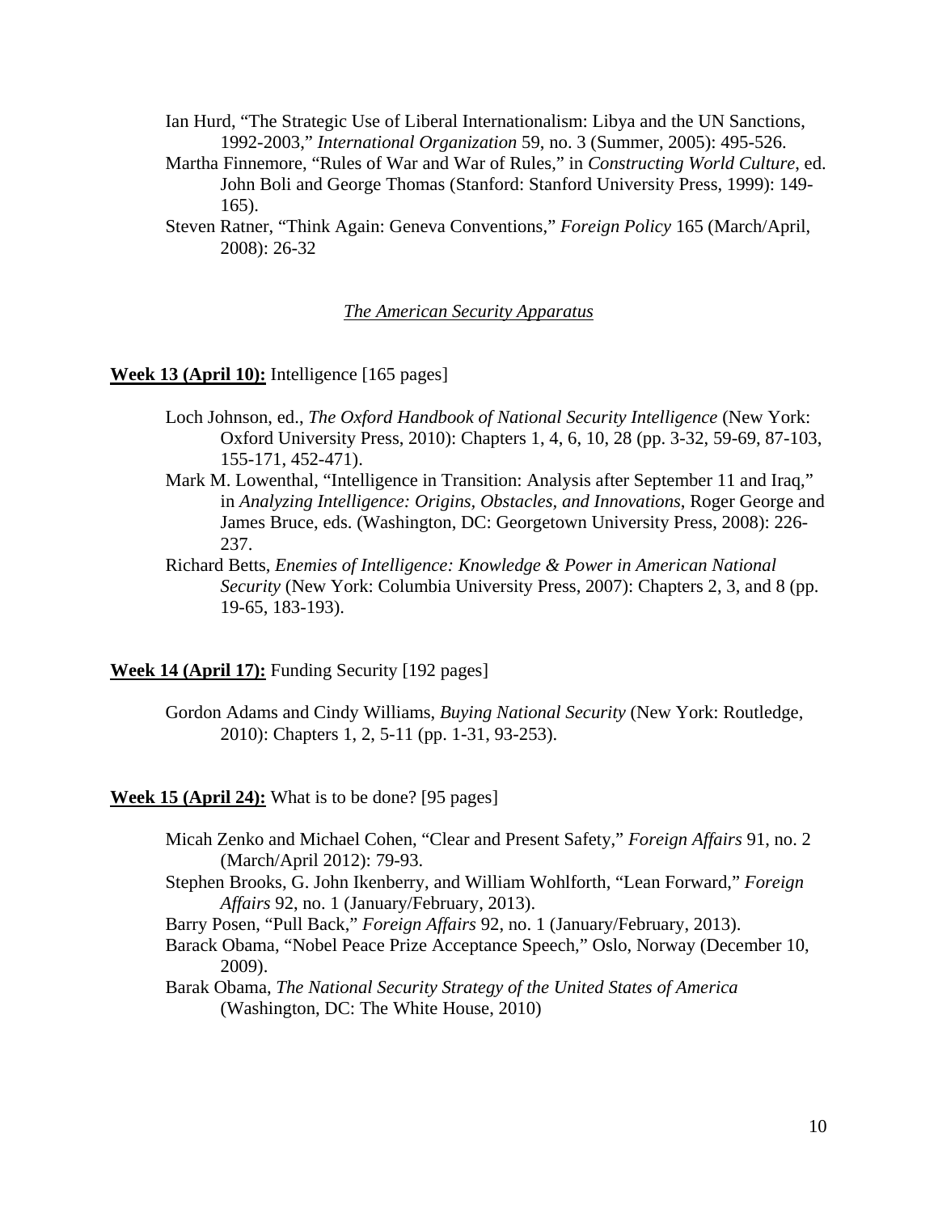Ian Hurd, "The Strategic Use of Liberal Internationalism: Libya and the UN Sanctions, 1992-2003," *International Organization* 59, no. 3 (Summer, 2005): 495-526.

Martha Finnemore, "Rules of War and War of Rules," in *Constructing World Culture*, ed. John Boli and George Thomas (Stanford: Stanford University Press, 1999): 149-165).

Steven Ratner, "Think Again: Geneva Conventions," *Foreign Policy* 165 (March/April, 2008): 26-32

## *The American Security Apparatus*

**Week 13 (April 10):** Intelligence [165 pages]

Loch Johnson, ed., *The Oxford Handbook of National Security Intelligence* (New York: Oxford University Press, 2010): Chapters 1, 4, 6, 10, 28 (pp. 3-32, 59-69, 87-103, 155-171, 452-471).

Mark M. Lowenthal, "Intelligence in Transition: Analysis after September 11 and Iraq," in *Analyzing Intelligence: Origins, Obstacles, and Innovations*, Roger George and James Bruce, eds. (Washington, DC: Georgetown University Press, 2008): 226-237.

Richard Betts, *Enemies of Intelligence: Knowledge & Power in American National Security* (New York: Columbia University Press, 2007): Chapters 2, 3, and 8 (pp. 19-65, 183-193).

**Week 14 (April 17):** Funding Security [192 pages]

Gordon Adams and Cindy Williams, *Buying National Security* (New York: Routledge, 2010): Chapters 1, 2, 5-11 (pp. 1-31, 93-253).

**Week 15 (April 24):** What is to be done? [95 pages]

Micah Zenko and Michael Cohen, "Clear and Present Safety," *Foreign Affairs* 91, no. 2 (March/April 2012): 79-93.

Stephen Brooks, G. John Ikenberry, and William Wohlforth, "Lean Forward," *Foreign Affairs* 92, no. 1 (January/February, 2013).

Barry Posen, "Pull Back," *Foreign Affairs* 92, no. 1 (January/February, 2013).

Barack Obama, "Nobel Peace Prize Acceptance Speech," Oslo, Norway (December 10, 2009).

Barak Obama, *The National Security Strategy of the United States of America* (Washington, DC: The White House, 2010)